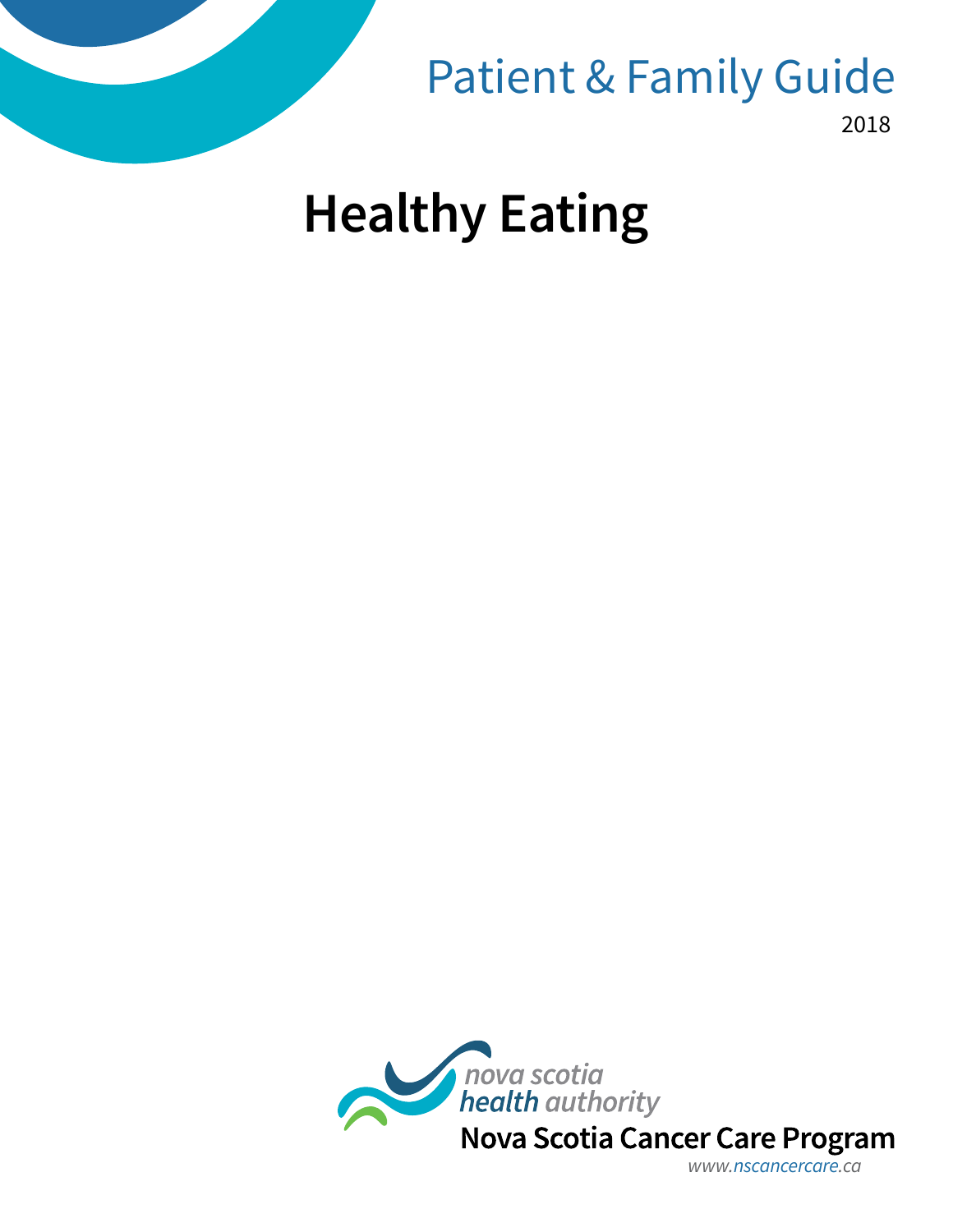Patient & Family Guide

2018

# Healthy Eating

nova scotia
health authority

Nova Scotia Cancer Care Program

*www.nscancercare.ca*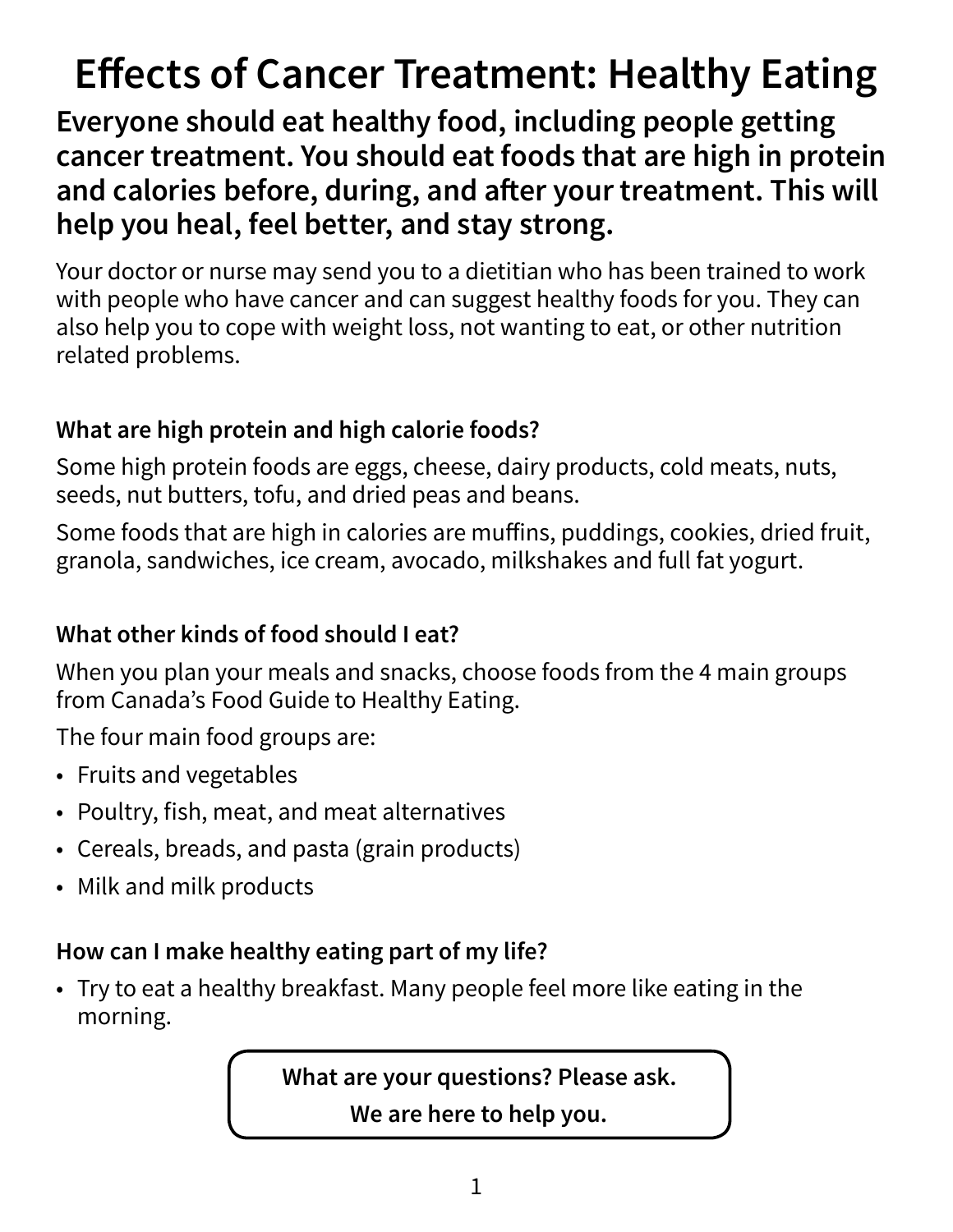# Effects of Cancer Treatment: Healthy Eating

**Everyone should eat healthy food, including people getting cancer treatment. You should eat foods that are high in protein and calories before, during, and after your treatment. This will help you heal, feel better, and stay strong.**

Your doctor or nurse may send you to a dietitian who has been trained to work with people who have cancer and can suggest healthy foods for you. They can also help you to cope with weight loss, not wanting to eat, or other nutrition related problems.

### What are high protein and high calorie foods?

Some high protein foods are eggs, cheese, dairy products, cold meats, nuts, seeds, nut butters, tofu, and dried peas and beans.

Some foods that are high in calories are muffins, puddings, cookies, dried fruit, granola, sandwiches, ice cream, avocado, milkshakes and full fat yogurt.

### What other kinds of food should I eat?

When you plan your meals and snacks, choose foods from the 4 main groups from Canada's Food Guide to Healthy Eating.

The four main food groups are:

- Fruits and vegetables
- Poultry, fish, meat, and meat alternatives
- Cereals, breads, and pasta (grain products)
- Milk and milk products

### How can I make healthy eating part of my life?

- Try to eat a healthy breakfast. Many people feel more like eating in the morning.

**What are your questions? Please ask.**
**We are here to help you.**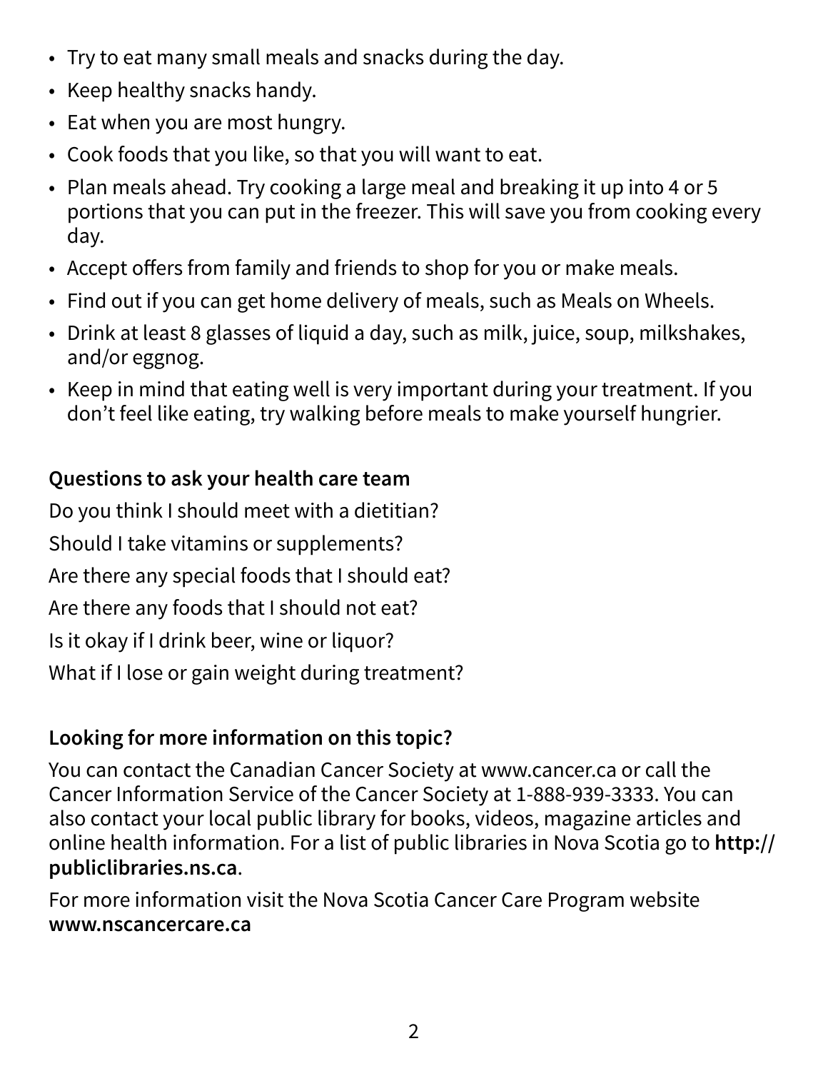- Try to eat many small meals and snacks during the day.
- Keep healthy snacks handy.
- Eat when you are most hungry.
- Cook foods that you like, so that you will want to eat.
- Plan meals ahead. Try cooking a large meal and breaking it up into 4 or 5 portions that you can put in the freezer. This will save you from cooking every day.
- Accept offers from family and friends to shop for you or make meals.
- Find out if you can get home delivery of meals, such as Meals on Wheels.
- Drink at least 8 glasses of liquid a day, such as milk, juice, soup, milkshakes, and/or eggnog.
- Keep in mind that eating well is very important during your treatment. If you don't feel like eating, try walking before meals to make yourself hungrier.

**Questions to ask your health care team**

Do you think I should meet with a dietitian?

Should I take vitamins or supplements?

Are there any special foods that I should eat?

Are there any foods that I should not eat?

Is it okay if I drink beer, wine or liquor?

What if I lose or gain weight during treatment?

**Looking for more information on this topic?**

You can contact the Canadian Cancer Society at www.cancer.ca or call the Cancer Information Service of the Cancer Society at 1-888-939-3333. You can also contact your local public library for books, videos, magazine articles and online health information. For a list of public libraries in Nova Scotia go to **http://publiclibraries.ns.ca**.

For more information visit the Nova Scotia Cancer Care Program website **www.nscancercare.ca**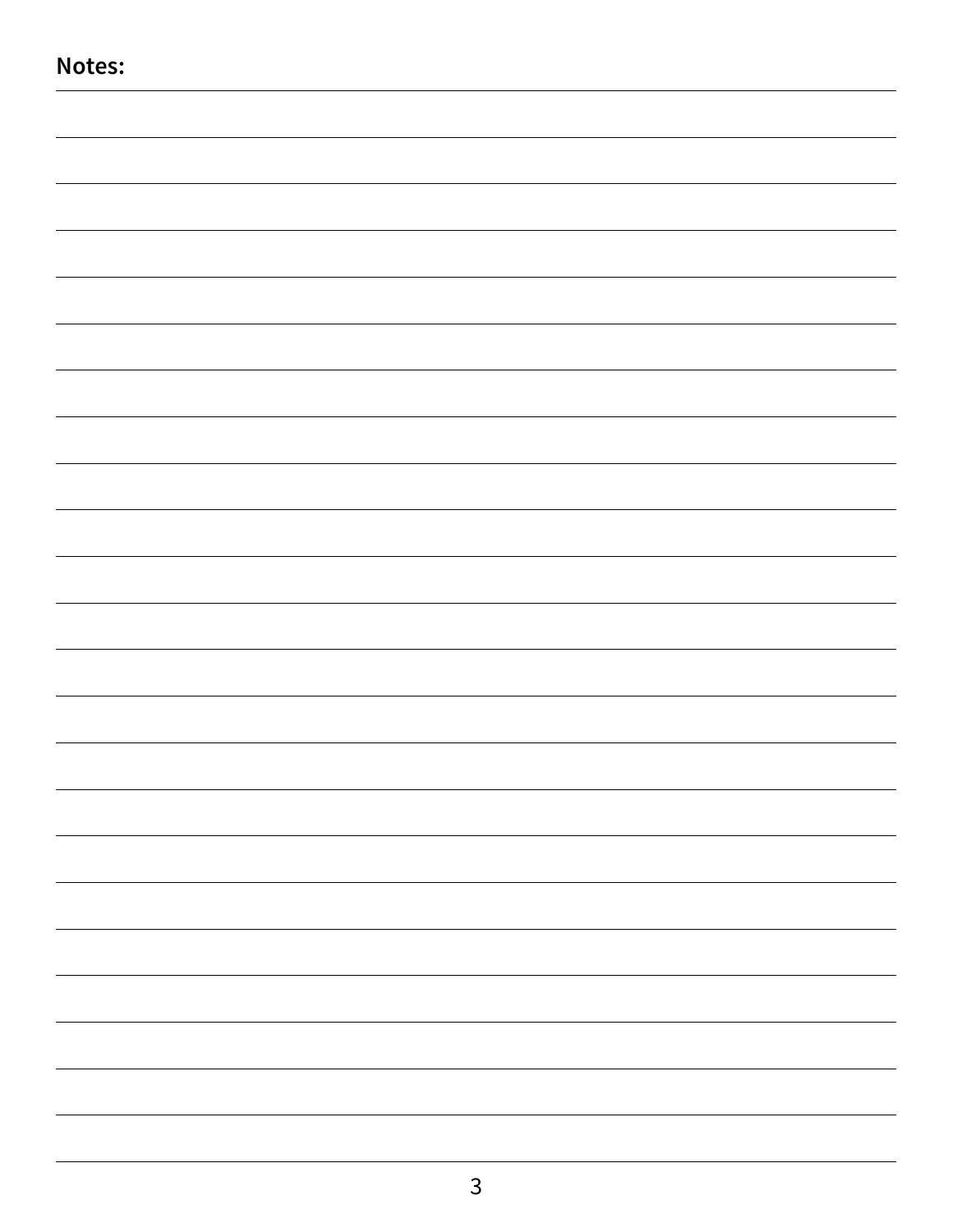**Notes:**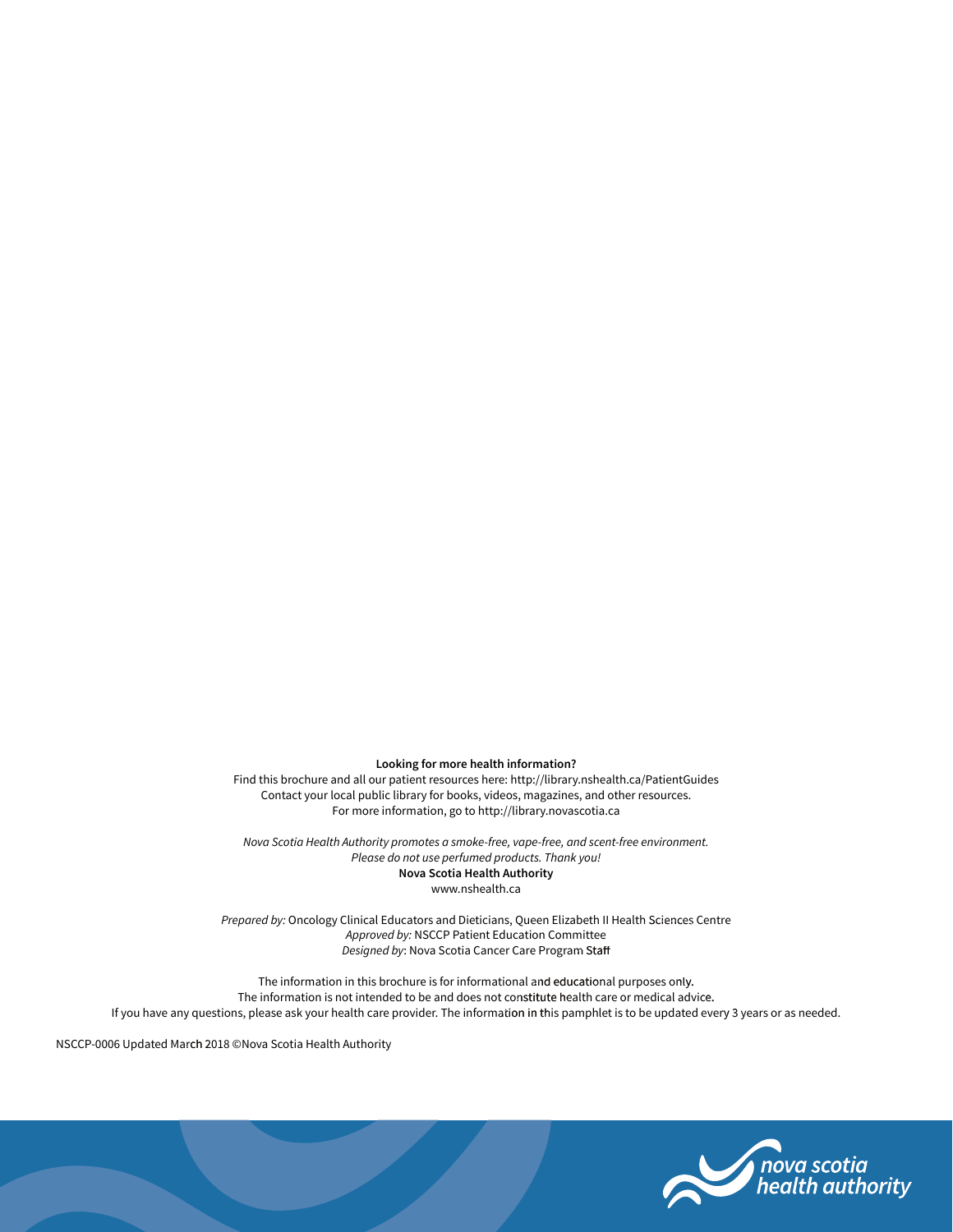**Looking for more health information?**

Find this brochure and all our patient resources here: http://library.nshealth.ca/PatientGuides

Contact your local public library for books, videos, magazines, and other resources.

For more information, go to http://library.novascotia.ca

*Nova Scotia Health Authority promotes a smoke-free, vape-free, and scent-free environment.*

*Please do not use perfumed products. Thank you!*

**Nova Scotia Health Authority**

www.nshealth.ca

*Prepared by:* Oncology Clinical Educators and Dieticians, Queen Elizabeth II Health Sciences Centre

*Approved by:* NSCCP Patient Education Committee

*Designed by*: Nova Scotia Cancer Care Program Staff

The information in this brochure is for informational and educational purposes only.

The information is not intended to be and does not constitute health care or medical advice.

If you have any questions, please ask your health care provider. The information in this pamphlet is to be updated every 3 years or as needed.

NSCCP-0006 Updated March 2018 ©Nova Scotia Health Authority

nova scotia
health authority